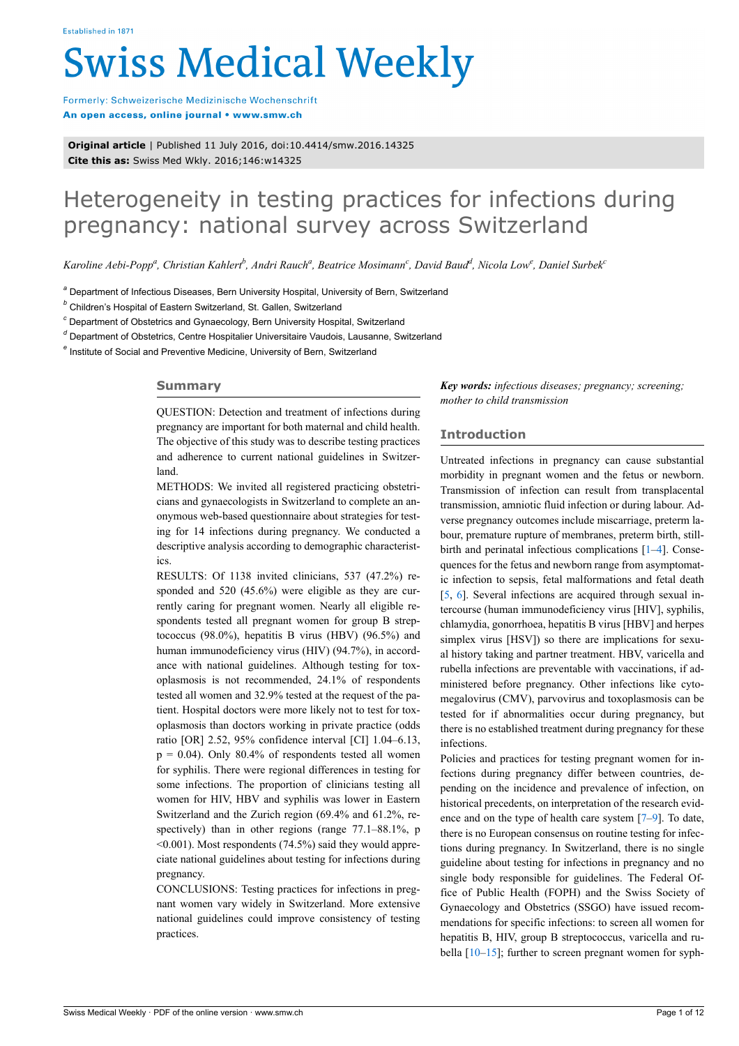Established in 1871

# Swiss Medical Weekly

Formerly: Schweizerische Medizinische Wochenschrift
**An open access, online journal • www.smw.ch**

**Original article** | Published 11 July 2016, doi:10.4414/smw.2016.14325
**Cite this as:** Swiss Med Wkly. 2016;146:w14325

# Heterogeneity in testing practices for infections during pregnancy: national survey across Switzerland

*Karoline Aebi-Popp[a], Christian Kahlert[b], Andri Rauch[a], Beatrice Mosimann[c], David Baud[d], Nicola Low[e], Daniel Surbek[c]*

[a] Department of Infectious Diseases, Bern University Hospital, University of Bern, Switzerland
[b] Children's Hospital of Eastern Switzerland, St. Gallen, Switzerland
[c] Department of Obstetrics and Gynaecology, Bern University Hospital, Switzerland
[d] Department of Obstetrics, Centre Hospitalier Universitaire Vaudois, Lausanne, Switzerland
[e] Institute of Social and Preventive Medicine, University of Bern, Switzerland

## Summary

QUESTION: Detection and treatment of infections during pregnancy are important for both maternal and child health. The objective of this study was to describe testing practices and adherence to current national guidelines in Switzerland.

METHODS: We invited all registered practicing obstetricians and gynaecologists in Switzerland to complete an anonymous web-based questionnaire about strategies for testing for 14 infections during pregnancy. We conducted a descriptive analysis according to demographic characteristics.

RESULTS: Of 1138 invited clinicians, 537 (47.2%) responded and 520 (45.6%) were eligible as they are currently caring for pregnant women. Nearly all eligible respondents tested all pregnant women for group B streptococcus (98.0%), hepatitis B virus (HBV) (96.5%) and human immunodeficiency virus (HIV) (94.7%), in accordance with national guidelines. Although testing for toxoplasmosis is not recommended, 24.1% of respondents tested all women and 32.9% tested at the request of the patient. Hospital doctors were more likely not to test for toxoplasmosis than doctors working in private practice (odds ratio [OR] 2.52, 95% confidence interval [CI] 1.04–6.13, p = 0.04). Only 80.4% of respondents tested all women for syphilis. There were regional differences in testing for some infections. The proportion of clinicians testing all women for HIV, HBV and syphilis was lower in Eastern Switzerland and the Zurich region (69.4% and 61.2%, respectively) than in other regions (range 77.1–88.1%, p <0.001). Most respondents (74.5%) said they would appreciate national guidelines about testing for infections during pregnancy.

CONCLUSIONS: Testing practices for infections in pregnant women vary widely in Switzerland. More extensive national guidelines could improve consistency of testing practices.

***Key words:*** *infectious diseases; pregnancy; screening; mother to child transmission*

## Introduction

Untreated infections in pregnancy can cause substantial morbidity in pregnant women and the fetus or newborn. Transmission of infection can result from transplacental transmission, amniotic fluid infection or during labour. Adverse pregnancy outcomes include miscarriage, preterm labour, premature rupture of membranes, preterm birth, stillbirth and perinatal infectious complications [1–4]. Consequences for the fetus and newborn range from asymptomatic infection to sepsis, fetal malformations and fetal death [5, 6]. Several infections are acquired through sexual intercourse (human immunodeficiency virus [HIV], syphilis, chlamydia, gonorrhoea, hepatitis B virus [HBV] and herpes simplex virus [HSV]) so there are implications for sexual history taking and partner treatment. HBV, varicella and rubella infections are preventable with vaccinations, if administered before pregnancy. Other infections like cytomegalovirus (CMV), parvovirus and toxoplasmosis can be tested for if abnormalities occur during pregnancy, but there is no established treatment during pregnancy for these infections.

Policies and practices for testing pregnant women for infections during pregnancy differ between countries, depending on the incidence and prevalence of infection, on historical precedents, on interpretation of the research evidence and on the type of health care system [7–9]. To date, there is no European consensus on routine testing for infections during pregnancy. In Switzerland, there is no single guideline about testing for infections in pregnancy and no single body responsible for guidelines. The Federal Office of Public Health (FOPH) and the Swiss Society of Gynaecology and Obstetrics (SSGO) have issued recommendations for specific infections: to screen all women for hepatitis B, HIV, group B streptococcus, varicella and rubella [10–15]; further to screen pregnant women for syph-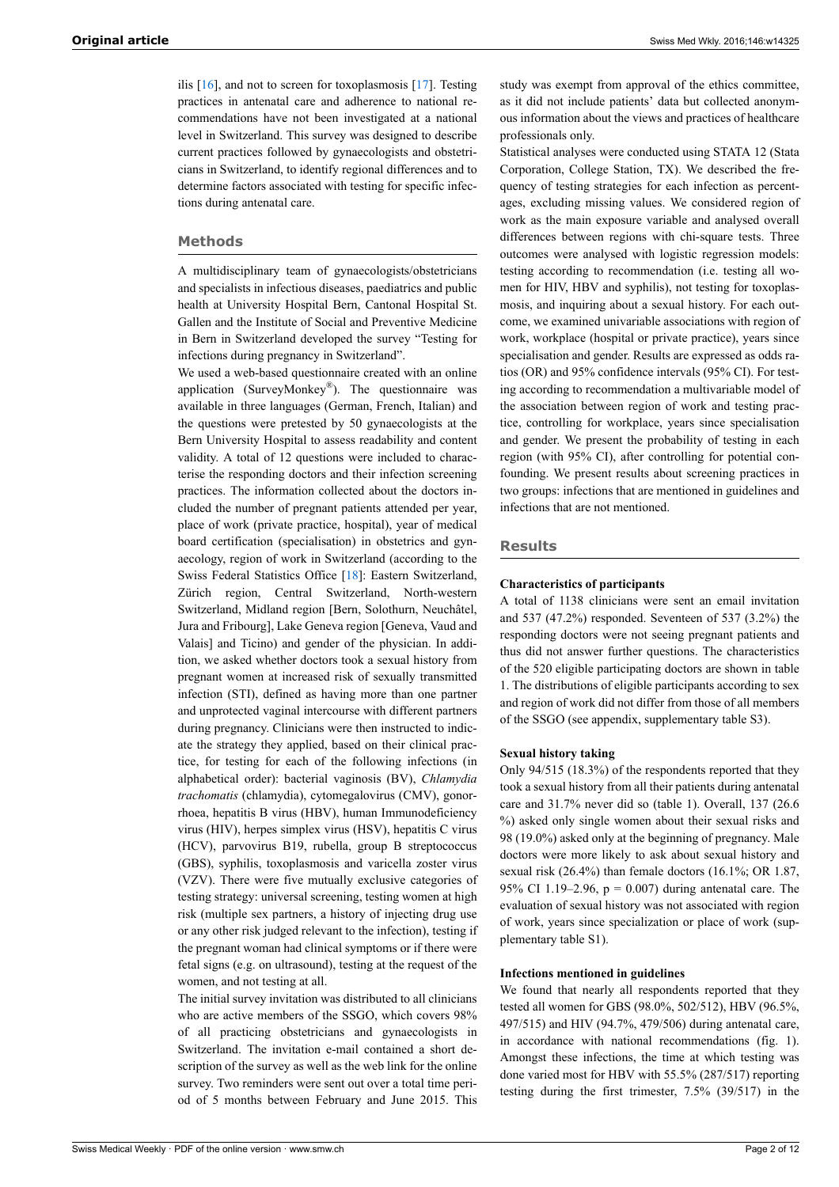ilis [16], and not to screen for toxoplasmosis [17]. Testing practices in antenatal care and adherence to national recommendations have not been investigated at a national level in Switzerland. This survey was designed to describe current practices followed by gynaecologists and obstetricians in Switzerland, to identify regional differences and to determine factors associated with testing for specific infections during antenatal care.

## Methods

A multidisciplinary team of gynaecologists/obstetricians and specialists in infectious diseases, paediatrics and public health at University Hospital Bern, Cantonal Hospital St. Gallen and the Institute of Social and Preventive Medicine in Bern in Switzerland developed the survey "Testing for infections during pregnancy in Switzerland".

We used a web-based questionnaire created with an online application (SurveyMonkey®). The questionnaire was available in three languages (German, French, Italian) and the questions were pretested by 50 gynaecologists at the Bern University Hospital to assess readability and content validity. A total of 12 questions were included to characterise the responding doctors and their infection screening practices. The information collected about the doctors included the number of pregnant patients attended per year, place of work (private practice, hospital), year of medical board certification (specialisation) in obstetrics and gynaecology, region of work in Switzerland (according to the Swiss Federal Statistics Office [18]: Eastern Switzerland, Zürich region, Central Switzerland, North-western Switzerland, Midland region [Bern, Solothurn, Neuchâtel, Jura and Fribourg], Lake Geneva region [Geneva, Vaud and Valais] and Ticino) and gender of the physician. In addition, we asked whether doctors took a sexual history from pregnant women at increased risk of sexually transmitted infection (STI), defined as having more than one partner and unprotected vaginal intercourse with different partners during pregnancy. Clinicians were then instructed to indicate the strategy they applied, based on their clinical practice, for testing for each of the following infections (in alphabetical order): bacterial vaginosis (BV), *Chlamydia trachomatis* (chlamydia), cytomegalovirus (CMV), gonorrhoea, hepatitis B virus (HBV), human Immunodeficiency virus (HIV), herpes simplex virus (HSV), hepatitis C virus (HCV), parvovirus B19, rubella, group B streptococcus (GBS), syphilis, toxoplasmosis and varicella zoster virus (VZV). There were five mutually exclusive categories of testing strategy: universal screening, testing women at high risk (multiple sex partners, a history of injecting drug use or any other risk judged relevant to the infection), testing if the pregnant woman had clinical symptoms or if there were fetal signs (e.g. on ultrasound), testing at the request of the women, and not testing at all.

The initial survey invitation was distributed to all clinicians who are active members of the SSGO, which covers 98% of all practicing obstetricians and gynaecologists in Switzerland. The invitation e-mail contained a short description of the survey as well as the web link for the online survey. Two reminders were sent out over a total time period of 5 months between February and June 2015. This study was exempt from approval of the ethics committee, as it did not include patients' data but collected anonymous information about the views and practices of healthcare professionals only.

Statistical analyses were conducted using STATA 12 (Stata Corporation, College Station, TX). We described the frequency of testing strategies for each infection as percentages, excluding missing values. We considered region of work as the main exposure variable and analysed overall differences between regions with chi-square tests. Three outcomes were analysed with logistic regression models: testing according to recommendation (i.e. testing all women for HIV, HBV and syphilis), not testing for toxoplasmosis, and inquiring about a sexual history. For each outcome, we examined univariable associations with region of work, workplace (hospital or private practice), years since specialisation and gender. Results are expressed as odds ratios (OR) and 95% confidence intervals (95% CI). For testing according to recommendation a multivariable model of the association between region of work and testing practice, controlling for workplace, years since specialisation and gender. We present the probability of testing in each region (with 95% CI), after controlling for potential confounding. We present results about screening practices in two groups: infections that are mentioned in guidelines and infections that are not mentioned.

## Results

### Characteristics of participants

A total of 1138 clinicians were sent an email invitation and 537 (47.2%) responded. Seventeen of 537 (3.2%) the responding doctors were not seeing pregnant patients and thus did not answer further questions. The characteristics of the 520 eligible participating doctors are shown in table 1. The distributions of eligible participants according to sex and region of work did not differ from those of all members of the SSGO (see appendix, supplementary table S3).

### Sexual history taking

Only 94/515 (18.3%) of the respondents reported that they took a sexual history from all their patients during antenatal care and 31.7% never did so (table 1). Overall, 137 (26.6 %) asked only single women about their sexual risks and 98 (19.0%) asked only at the beginning of pregnancy. Male doctors were more likely to ask about sexual history and sexual risk (26.4%) than female doctors (16.1%; OR 1.87, 95% CI 1.19–2.96, $p = 0.007$) during antenatal care. The evaluation of sexual history was not associated with region of work, years since specialization or place of work (supplementary table S1).

### Infections mentioned in guidelines

We found that nearly all respondents reported that they tested all women for GBS (98.0%, 502/512), HBV (96.5%, 497/515) and HIV (94.7%, 479/506) during antenatal care, in accordance with national recommendations (fig. 1). Amongst these infections, the time at which testing was done varied most for HBV with 55.5% (287/517) reporting testing during the first trimester, 7.5% (39/517) in the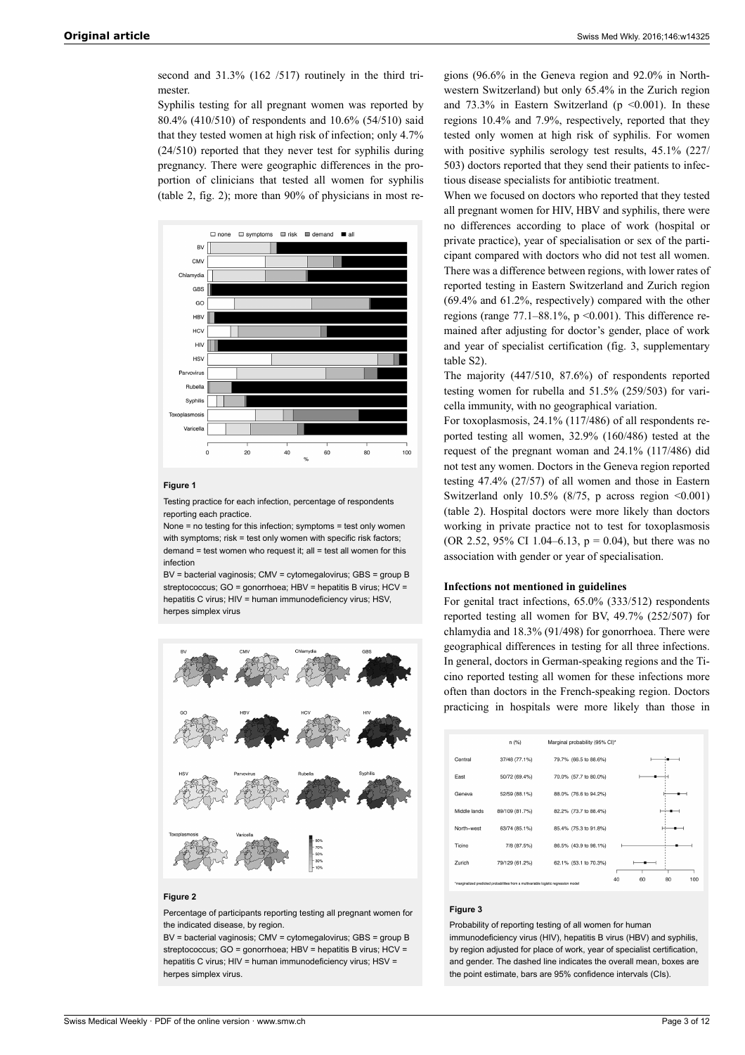second and 31.3% (162 /517) routinely in the third trimester.

Syphilis testing for all pregnant women was reported by 80.4% (410/510) of respondents and 10.6% (54/510) said that they tested women at high risk of infection; only 4.7% (24/510) reported that they never test for syphilis during pregnancy. There were geographic differences in the proportion of clinicians that tested all women for syphilis (table 2, fig. 2); more than 90% of physicians in most regions (96.6% in the Geneva region and 92.0% in Northwestern Switzerland) but only 65.4% in the Zurich region and 73.3% in Eastern Switzerland (p <0.001). In these regions 10.4% and 7.9%, respectively, reported that they tested only women at high risk of syphilis. For women with positive syphilis serology test results, 45.1% (227/503) doctors reported that they send their patients to infectious disease specialists for antibiotic treatment.

When we focused on doctors who reported that they tested all pregnant women for HIV, HBV and syphilis, there were no differences according to place of work (hospital or private practice), year of specialisation or sex of the participant compared with doctors who did not test all women. There was a difference between regions, with lower rates of reported testing in Eastern Switzerland and Zurich region (69.4% and 61.2%, respectively) compared with the other regions (range 77.1–88.1%, p <0.001). This difference remained after adjusting for doctor's gender, place of work and year of specialist certification (fig. 3, supplementary table S2).

The majority (447/510, 87.6%) of respondents reported testing women for rubella and 51.5% (259/503) for varicella immunity, with no geographical variation.

For toxoplasmosis, 24.1% (117/486) of all respondents reported testing all women, 32.9% (160/486) tested at the request of the pregnant woman and 24.1% (117/486) did not test any women. Doctors in the Geneva region reported testing 47.4% (27/57) of all women and those in Eastern Switzerland only 10.5% (8/75, p across region <0.001) (table 2). Hospital doctors were more likely than doctors working in private practice not to test for toxoplasmosis (OR 2.52, 95% CI 1.04–6.13, p = 0.04), but there was no association with gender or year of specialisation.

□ none □ symptoms □ risk ■ demand ■ all

BV
CMV
Chlamydia
GBS
GO
HBV
HCV
HIV
HSV
Parvovirus
Rubella
Syphilis
Toxoplasmosis
Varicella

0 20 40 60 80 100
%

**Figure 1**

Testing practice for each infection, percentage of respondents reporting each practice.

None = no testing for this infection; symptoms = test only women with symptoms; risk = test only women with specific risk factors; demand = test women who request it; all = test all women for this infection

BV = bacterial vaginosis; CMV = cytomegalovirus; GBS = group B streptococcus; GO = gonorrhoea; HBV = hepatitis B virus; HCV = hepatitis C virus; HIV = human immunodeficiency virus; HSV, herpes simplex virus

BV CMV Chlamydia GBS
GO HBV HCV HIV
HSV Parvovirus Rubella Syphilis
Toxoplasmosis Varicella

90%
70%
50%
30%
10%

**Figure 2**

Percentage of participants reporting testing all pregnant women for the indicated disease, by region.

BV = bacterial vaginosis; CMV = cytomegalovirus; GBS = group B streptococcus; GO = gonorrhoea; HBV = hepatitis B virus; HCV = hepatitis C virus; HIV = human immunodeficiency virus; HSV = herpes simplex virus.

### Infections not mentioned in guidelines

For genital tract infections, 65.0% (333/512) respondents reported testing all women for BV, 49.7% (252/507) for chlamydia and 18.3% (91/498) for gonorrhoea. There were geographical differences in testing for all three infections. In general, doctors in German-speaking regions and the Ticino reported testing all women for these infections more often than doctors in the French-speaking region. Doctors practicing in hospitals were more likely than those in

n (%) | Marginal probability (95% CI)*

Central 37/48 (77.1%) 79.7% (66.5 to 88.6%)
East 50/72 (69.4%) 70.0% (57.7 to 80.0%)
Geneva 52/59 (88.1%) 88.0% (76.6 to 94.2%)
Middle lands 89/109 (81.7%) 82.2% (73.7 to 88.4%)
North−west 63/74 (85.1%) 85.4% (75.3 to 91.8%)
Ticino 7/8 (87.5%) 86.5% (43.9 to 98.1%)
Zurich 79/129 (61.2%) 62.1% (53.1 to 70.3%)

40 60 80 100

*marginalized predicted probabilities from a multivariable logistic regression model

**Figure 3**

Probability of reporting testing of all women for human immunodeficiency virus (HIV), hepatitis B virus (HBV) and syphilis, by region adjusted for place of work, year of specialist certification, and gender. The dashed line indicates the overall mean, boxes are the point estimate, bars are 95% confidence intervals (CIs).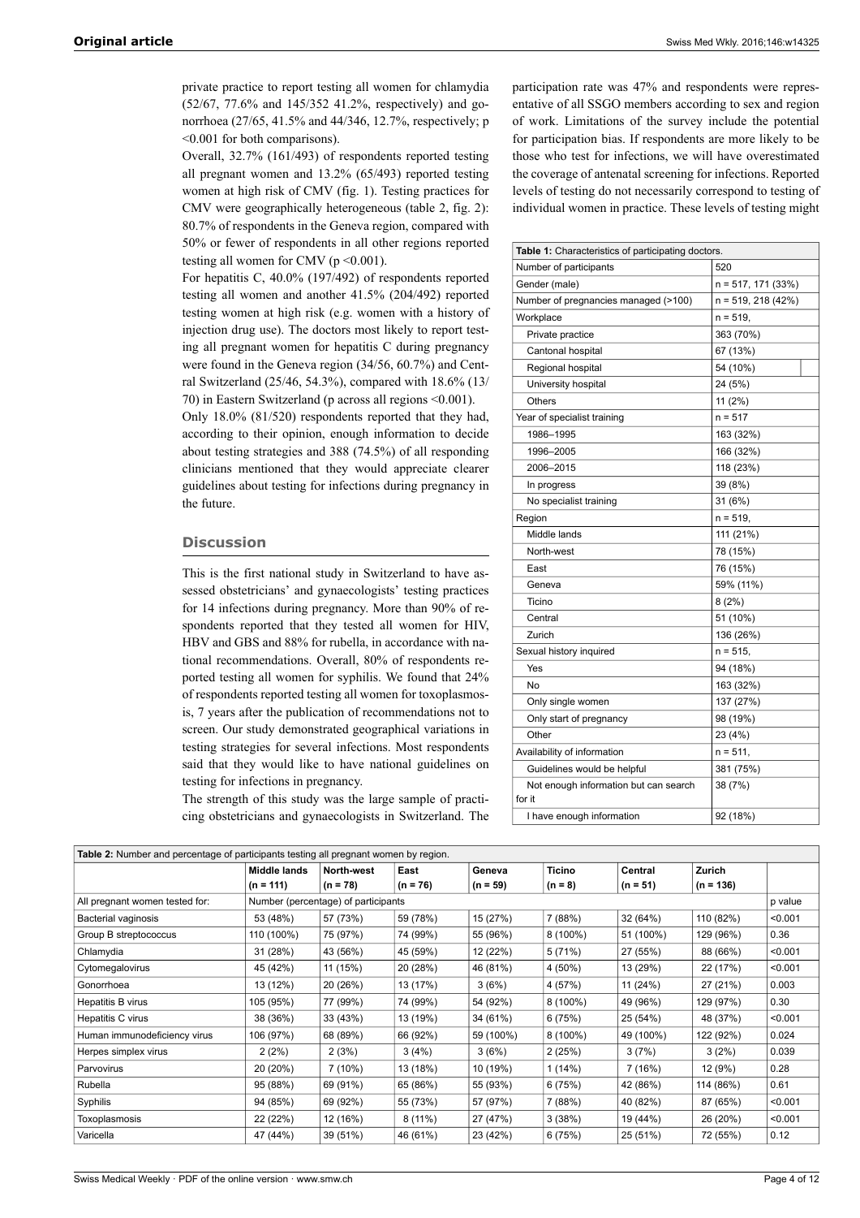private practice to report testing all women for chlamydia (52/67, 77.6% and 145/352 41.2%, respectively) and gonorrhoea (27/65, 41.5% and 44/346, 12.7%, respectively; p <0.001 for both comparisons).

Overall, 32.7% (161/493) of respondents reported testing all pregnant women and 13.2% (65/493) reported testing women at high risk of CMV (fig. 1). Testing practices for CMV were geographically heterogeneous (table 2, fig. 2): 80.7% of respondents in the Geneva region, compared with 50% or fewer of respondents in all other regions reported testing all women for CMV (p <0.001).

For hepatitis C, 40.0% (197/492) of respondents reported testing all women and another 41.5% (204/492) reported testing women at high risk (e.g. women with a history of injection drug use). The doctors most likely to report testing all pregnant women for hepatitis C during pregnancy were found in the Geneva region (34/56, 60.7%) and Central Switzerland (25/46, 54.3%), compared with 18.6% (13/70) in Eastern Switzerland (p across all regions <0.001).

Only 18.0% (81/520) respondents reported that they had, according to their opinion, enough information to decide about testing strategies and 388 (74.5%) of all responding clinicians mentioned that they would appreciate clearer guidelines about testing for infections during pregnancy in the future.

## Discussion

This is the first national study in Switzerland to have assessed obstetricians' and gynaecologists' testing practices for 14 infections during pregnancy. More than 90% of respondents reported that they tested all women for HIV, HBV and GBS and 88% for rubella, in accordance with national recommendations. Overall, 80% of respondents reported testing all women for syphilis. We found that 24% of respondents reported testing all women for toxoplasmosis, 7 years after the publication of recommendations not to screen. Our study demonstrated geographical variations in testing strategies for several infections. Most respondents said that they would like to have national guidelines on testing for infections in pregnancy.

The strength of this study was the large sample of practicing obstetricians and gynaecologists in Switzerland. The participation rate was 47% and respondents were representative of all SSGO members according to sex and region of work. Limitations of the survey include the potential for participation bias. If respondents are more likely to be those who test for infections, we will have overestimated the coverage of antenatal screening for infections. Reported levels of testing do not necessarily correspond to testing of individual women in practice. These levels of testing might

**Table 1:** Characteristics of participating doctors.

| | |
|---|---|
| Number of participants | 520 |
| Gender (male) | n = 517, 171 (33%) |
| Number of pregnancies managed (>100) | n = 519, 218 (42%) |
| Workplace | n = 519, |
| Private practice | 363 (70%) |
| Cantonal hospital | 67 (13%) |
| Regional hospital | 54 (10%) |
| University hospital | 24 (5%) |
| Others | 11 (2%) |
| Year of specialist training | n = 517 |
| 1986–1995 | 163 (32%) |
| 1996–2005 | 166 (32%) |
| 2006–2015 | 118 (23%) |
| In progress | 39 (8%) |
| No specialist training | 31 (6%) |
| Region | n = 519, |
| Middle lands | 111 (21%) |
| North-west | 78 (15%) |
| East | 76 (15%) |
| Geneva | 59% (11%) |
| Ticino | 8 (2%) |
| Central | 51 (10%) |
| Zurich | 136 (26%) |
| Sexual history inquired | n = 515, |
| Yes | 94 (18%) |
| No | 163 (32%) |
| Only single women | 137 (27%) |
| Only start of pregnancy | 98 (19%) |
| Other | 23 (4%) |
| Availability of information | n = 511, |
| Guidelines would be helpful | 381 (75%) |
| Not enough information but can search for it | 38 (7%) |
| I have enough information | 92 (18%) |

**Table 2:** Number and percentage of participants testing all pregnant women by region.

| | Middle lands (n = 111) | North-west (n = 78) | East (n = 76) | Geneva (n = 59) | Ticino (n = 8) | Central (n = 51) | Zurich (n = 136) | |
|---|---|---|---|---|---|---|---|---|
| All pregnant women tested for: | Number (percentage) of participants | | | | | | | p value |
| Bacterial vaginosis | 53 (48%) | 57 (73%) | 59 (78%) | 15 (27%) | 7 (88%) | 32 (64%) | 110 (82%) | <0.001 |
| Group B streptococcus | 110 (100%) | 75 (97%) | 74 (99%) | 55 (96%) | 8 (100%) | 51 (100%) | 129 (96%) | 0.36 |
| Chlamydia | 31 (28%) | 43 (56%) | 45 (59%) | 12 (22%) | 5 (71%) | 27 (55%) | 88 (66%) | <0.001 |
| Cytomegalovirus | 45 (42%) | 11 (15%) | 20 (28%) | 46 (81%) | 4 (50%) | 13 (29%) | 22 (17%) | <0.001 |
| Gonorrhoea | 13 (12%) | 20 (26%) | 13 (17%) | 3 (6%) | 4 (57%) | 11 (24%) | 27 (21%) | 0.003 |
| Hepatitis B virus | 105 (95%) | 77 (99%) | 74 (99%) | 54 (92%) | 8 (100%) | 49 (96%) | 129 (97%) | 0.30 |
| Hepatitis C virus | 38 (36%) | 33 (43%) | 13 (19%) | 34 (61%) | 6 (75%) | 25 (54%) | 48 (37%) | <0.001 |
| Human immunodeficiency virus | 106 (97%) | 68 (89%) | 66 (92%) | 59 (100%) | 8 (100%) | 49 (100%) | 122 (92%) | 0.024 |
| Herpes simplex virus | 2 (2%) | 2 (3%) | 3 (4%) | 3 (6%) | 2 (25%) | 3 (7%) | 3 (2%) | 0.039 |
| Parvovirus | 20 (20%) | 7 (10%) | 13 (18%) | 10 (19%) | 1 (14%) | 7 (16%) | 12 (9%) | 0.28 |
| Rubella | 95 (88%) | 69 (91%) | 65 (86%) | 55 (93%) | 6 (75%) | 42 (86%) | 114 (86%) | 0.61 |
| Syphilis | 94 (85%) | 69 (92%) | 55 (73%) | 57 (97%) | 7 (88%) | 40 (82%) | 87 (65%) | <0.001 |
| Toxoplasmosis | 22 (22%) | 12 (16%) | 8 (11%) | 27 (47%) | 3 (38%) | 19 (44%) | 26 (20%) | <0.001 |
| Varicella | 47 (44%) | 39 (51%) | 46 (61%) | 23 (42%) | 6 (75%) | 25 (51%) | 72 (55%) | 0.12 |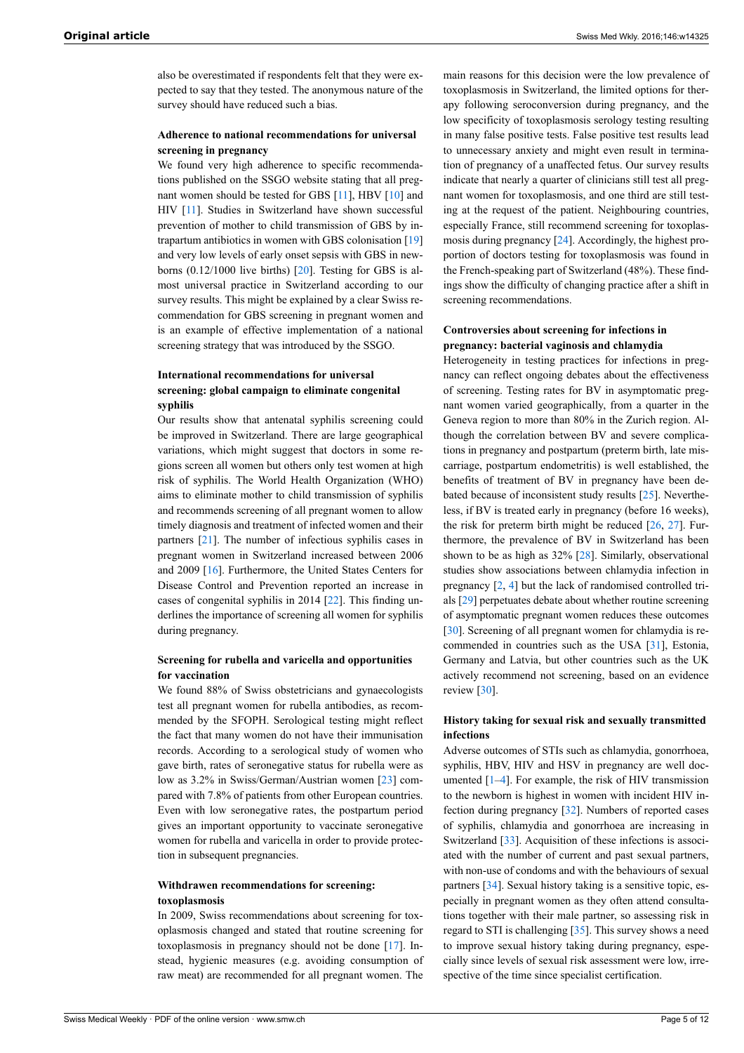also be overestimated if respondents felt that they were expected to say that they tested. The anonymous nature of the survey should have reduced such a bias.

### Adherence to national recommendations for universal screening in pregnancy

We found very high adherence to specific recommendations published on the SSGO website stating that all pregnant women should be tested for GBS [11], HBV [10] and HIV [11]. Studies in Switzerland have shown successful prevention of mother to child transmission of GBS by intrapartum antibiotics in women with GBS colonisation [19] and very low levels of early onset sepsis with GBS in newborns (0.12/1000 live births) [20]. Testing for GBS is almost universal practice in Switzerland according to our survey results. This might be explained by a clear Swiss recommendation for GBS screening in pregnant women and is an example of effective implementation of a national screening strategy that was introduced by the SSGO.

### International recommendations for universal screening: global campaign to eliminate congenital syphilis

Our results show that antenatal syphilis screening could be improved in Switzerland. There are large geographical variations, which might suggest that doctors in some regions screen all women but others only test women at high risk of syphilis. The World Health Organization (WHO) aims to eliminate mother to child transmission of syphilis and recommends screening of all pregnant women to allow timely diagnosis and treatment of infected women and their partners [21]. The number of infectious syphilis cases in pregnant women in Switzerland increased between 2006 and 2009 [16]. Furthermore, the United States Centers for Disease Control and Prevention reported an increase in cases of congenital syphilis in 2014 [22]. This finding underlines the importance of screening all women for syphilis during pregnancy.

### Screening for rubella and varicella and opportunities for vaccination

We found 88% of Swiss obstetricians and gynaecologists test all pregnant women for rubella antibodies, as recommended by the SFOPH. Serological testing might reflect the fact that many women do not have their immunisation records. According to a serological study of women who gave birth, rates of seronegative status for rubella were as low as 3.2% in Swiss/German/Austrian women [23] compared with 7.8% of patients from other European countries. Even with low seronegative rates, the postpartum period gives an important opportunity to vaccinate seronegative women for rubella and varicella in order to provide protection in subsequent pregnancies.

### Withdrawen recommendations for screening: toxoplasmosis

In 2009, Swiss recommendations about screening for toxoplasmosis changed and stated that routine screening for toxoplasmosis in pregnancy should not be done [17]. Instead, hygienic measures (e.g. avoiding consumption of raw meat) are recommended for all pregnant women. The main reasons for this decision were the low prevalence of toxoplasmosis in Switzerland, the limited options for therapy following seroconversion during pregnancy, and the low specificity of toxoplasmosis serology testing resulting in many false positive tests. False positive test results lead to unnecessary anxiety and might even result in termination of pregnancy of a unaffected fetus. Our survey results indicate that nearly a quarter of clinicians still test all pregnant women for toxoplasmosis, and one third are still testing at the request of the patient. Neighbouring countries, especially France, still recommend screening for toxoplasmosis during pregnancy [24]. Accordingly, the highest proportion of doctors testing for toxoplasmosis was found in the French-speaking part of Switzerland (48%). These findings show the difficulty of changing practice after a shift in screening recommendations.

### Controversies about screening for infections in pregnancy: bacterial vaginosis and chlamydia

Heterogeneity in testing practices for infections in pregnancy can reflect ongoing debates about the effectiveness of screening. Testing rates for BV in asymptomatic pregnant women varied geographically, from a quarter in the Geneva region to more than 80% in the Zurich region. Although the correlation between BV and severe complications in pregnancy and postpartum (preterm birth, late miscarriage, postpartum endometritis) is well established, the benefits of treatment of BV in pregnancy have been debated because of inconsistent study results [25]. Nevertheless, if BV is treated early in pregnancy (before 16 weeks), the risk for preterm birth might be reduced [26, 27]. Furthermore, the prevalence of BV in Switzerland has been shown to be as high as 32% [28]. Similarly, observational studies show associations between chlamydia infection in pregnancy [2, 4] but the lack of randomised controlled trials [29] perpetuates debate about whether routine screening of asymptomatic pregnant women reduces these outcomes [30]. Screening of all pregnant women for chlamydia is recommended in countries such as the USA [31], Estonia, Germany and Latvia, but other countries such as the UK actively recommend not screening, based on an evidence review [30].

### History taking for sexual risk and sexually transmitted infections

Adverse outcomes of STIs such as chlamydia, gonorrhoea, syphilis, HBV, HIV and HSV in pregnancy are well documented [1–4]. For example, the risk of HIV transmission to the newborn is highest in women with incident HIV infection during pregnancy [32]. Numbers of reported cases of syphilis, chlamydia and gonorrhoea are increasing in Switzerland [33]. Acquisition of these infections is associated with the number of current and past sexual partners, with non-use of condoms and with the behaviours of sexual partners [34]. Sexual history taking is a sensitive topic, especially in pregnant women as they often attend consultations together with their male partner, so assessing risk in regard to STI is challenging [35]. This survey shows a need to improve sexual history taking during pregnancy, especially since levels of sexual risk assessment were low, irrespective of the time since specialist certification.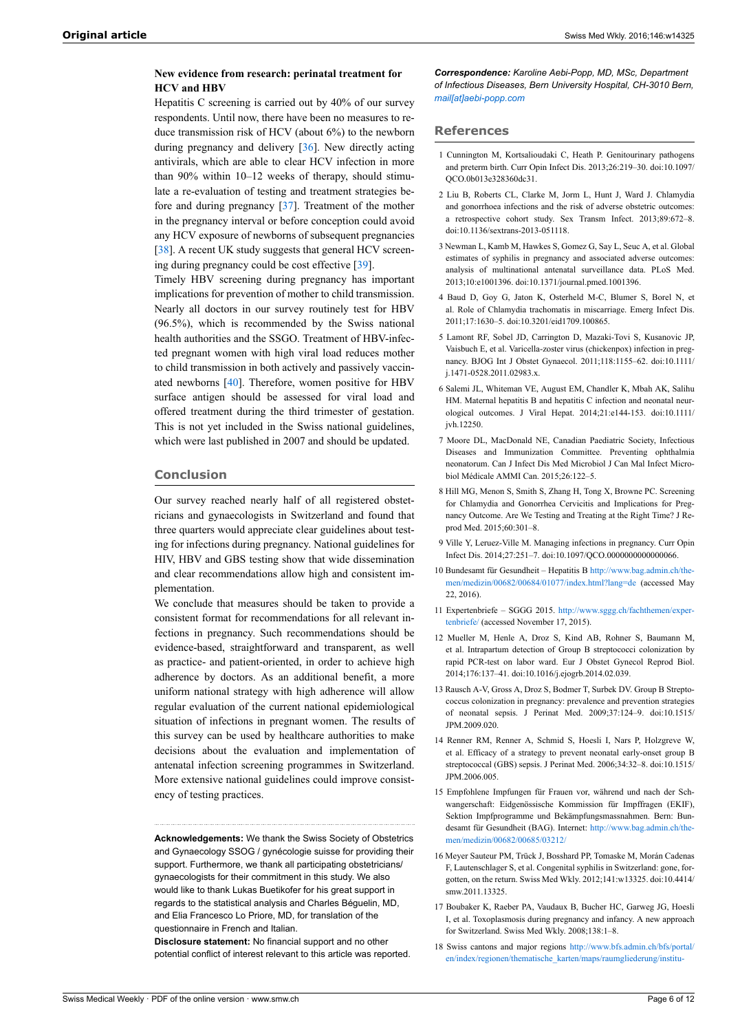### New evidence from research: perinatal treatment for HCV and HBV

Hepatitis C screening is carried out by 40% of our survey respondents. Until now, there have been no measures to reduce transmission risk of HCV (about 6%) to the newborn during pregnancy and delivery [36]. New directly acting antivirals, which are able to clear HCV infection in more than 90% within 10–12 weeks of therapy, should stimulate a re-evaluation of testing and treatment strategies before and during pregnancy [37]. Treatment of the mother in the pregnancy interval or before conception could avoid any HCV exposure of newborns of subsequent pregnancies [38]. A recent UK study suggests that general HCV screening during pregnancy could be cost effective [39].

Timely HBV screening during pregnancy has important implications for prevention of mother to child transmission. Nearly all doctors in our survey routinely test for HBV (96.5%), which is recommended by the Swiss national health authorities and the SSGO. Treatment of HBV-infected pregnant women with high viral load reduces mother to child transmission in both actively and passively vaccinated newborns [40]. Therefore, women positive for HBV surface antigen should be assessed for viral load and offered treatment during the third trimester of gestation. This is not yet included in the Swiss national guidelines, which were last published in 2007 and should be updated.

## Conclusion

Our survey reached nearly half of all registered obstetricians and gynaecologists in Switzerland and found that three quarters would appreciate clear guidelines about testing for infections during pregnancy. National guidelines for HIV, HBV and GBS testing show that wide dissemination and clear recommendations allow high and consistent implementation.

We conclude that measures should be taken to provide a consistent format for recommendations for all relevant infections in pregnancy. Such recommendations should be evidence-based, straightforward and transparent, as well as practice- and patient-oriented, in order to achieve high adherence by doctors. As an additional benefit, a more uniform national strategy with high adherence will allow regular evaluation of the current national epidemiological situation of infections in pregnant women. The results of this survey can be used by healthcare authorities to make decisions about the evaluation and implementation of antenatal infection screening programmes in Switzerland. More extensive national guidelines could improve consistency of testing practices.

**Acknowledgements:** We thank the Swiss Society of Obstetrics and Gynaecology SSOG / gynécologie suisse for providing their support. Furthermore, we thank all participating obstetricians/gynaecologists for their commitment in this study. We also would like to thank Lukas Buetikofer for his great support in regards to the statistical analysis and Charles Béguelin, MD, and Elia Francesco Lo Priore, MD, for translation of the questionnaire in French and Italian.

**Disclosure statement:** No financial support and no other potential conflict of interest relevant to this article was reported.

***Correspondence:*** *Karoline Aebi-Popp, MD, MSc, Department of Infectious Diseases, Bern University Hospital, CH-3010 Bern, mail[at]aebi-popp.com*

## References

1 Cunnington M, Kortsalioudaki C, Heath P. Genitourinary pathogens and preterm birth. Curr Opin Infect Dis. 2013;26:219–30. doi:10.1097/QCO.0b013e328360dc31.

2 Liu B, Roberts CL, Clarke M, Jorm L, Hunt J, Ward J. Chlamydia and gonorrhoea infections and the risk of adverse obstetric outcomes: a retrospective cohort study. Sex Transm Infect. 2013;89:672–8. doi:10.1136/sextrans-2013-051118.

3 Newman L, Kamb M, Hawkes S, Gomez G, Say L, Seuc A, et al. Global estimates of syphilis in pregnancy and associated adverse outcomes: analysis of multinational antenatal surveillance data. PLoS Med. 2013;10:e1001396. doi:10.1371/journal.pmed.1001396.

4 Baud D, Goy G, Jaton K, Osterheld M-C, Blumer S, Borel N, et al. Role of Chlamydia trachomatis in miscarriage. Emerg Infect Dis. 2011;17:1630–5. doi:10.3201/eid1709.100865.

5 Lamont RF, Sobel JD, Carrington D, Mazaki-Tovi S, Kusanovic JP, Vaisbuch E, et al. Varicella-zoster virus (chickenpox) infection in pregnancy. BJOG Int J Obstet Gynaecol. 2011;118:1155–62. doi:10.1111/j.1471-0528.2011.02983.x.

6 Salemi JL, Whiteman VE, August EM, Chandler K, Mbah AK, Salihu HM. Maternal hepatitis B and hepatitis C infection and neonatal neurological outcomes. J Viral Hepat. 2014;21:e144-153. doi:10.1111/jvh.12250.

7 Moore DL, MacDonald NE, Canadian Paediatric Society, Infectious Diseases and Immunization Committee. Preventing ophthalmia neonatorum. Can J Infect Dis Med Microbiol J Can Mal Infect Microbiol Médicale AMMI Can. 2015;26:122–5.

8 Hill MG, Menon S, Smith S, Zhang H, Tong X, Browne PC. Screening for Chlamydia and Gonorrhea Cervicitis and Implications for Pregnancy Outcome. Are We Testing and Treating at the Right Time? J Reprod Med. 2015;60:301–8.

9 Ville Y, Leruez-Ville M. Managing infections in pregnancy. Curr Opin Infect Dis. 2014;27:251–7. doi:10.1097/QCO.0000000000000066.

10 Bundesamt für Gesundheit – Hepatitis B http://www.bag.admin.ch/themen/medizin/00682/00684/01077/index.html?lang=de (accessed May 22, 2016).

11 Expertenbriefe – SGGG 2015. http://www.sggg.ch/fachthemen/expertenbriefe/ (accessed November 17, 2015).

12 Mueller M, Henle A, Droz S, Kind AB, Rohner S, Baumann M, et al. Intrapartum detection of Group B streptococci colonization by rapid PCR-test on labor ward. Eur J Obstet Gynecol Reprod Biol. 2014;176:137–41. doi:10.1016/j.ejogrb.2014.02.039.

13 Rausch A-V, Gross A, Droz S, Bodmer T, Surbek DV. Group B Streptococcus colonization in pregnancy: prevalence and prevention strategies of neonatal sepsis. J Perinat Med. 2009;37:124–9. doi:10.1515/JPM.2009.020.

14 Renner RM, Renner A, Schmid S, Hoesli I, Nars P, Holzgreve W, et al. Efficacy of a strategy to prevent neonatal early-onset group B streptococcal (GBS) sepsis. J Perinat Med. 2006;34:32–8. doi:10.1515/JPM.2006.005.

15 Empfohlene Impfungen für Frauen vor, während und nach der Schwangerschaft: Eidgenössische Kommission für Impffragen (EKIF), Sektion Impfprogramme und Bekämpfungsmassnahmen. Bern: Bundesamt für Gesundheit (BAG). Internet: http://www.bag.admin.ch/themen/medizin/00682/00685/03212/

16 Meyer Sauteur PM, Trück J, Bosshard PP, Tomaske M, Morán Cadenas F, Lautenschlager S, et al. Congenital syphilis in Switzerland: gone, forgotten, on the return. Swiss Med Wkly. 2012;141:w13325. doi:10.4414/smw.2011.13325.

17 Boubaker K, Raeber PA, Vaudaux B, Bucher HC, Garweg JG, Hoesli I, et al. Toxoplasmosis during pregnancy and infancy. A new approach for Switzerland. Swiss Med Wkly. 2008;138:1–8.

18 Swiss cantons and major regions http://www.bfs.admin.ch/bfs/portal/en/index/regionen/thematische_karten/maps/raumgliederung/institu-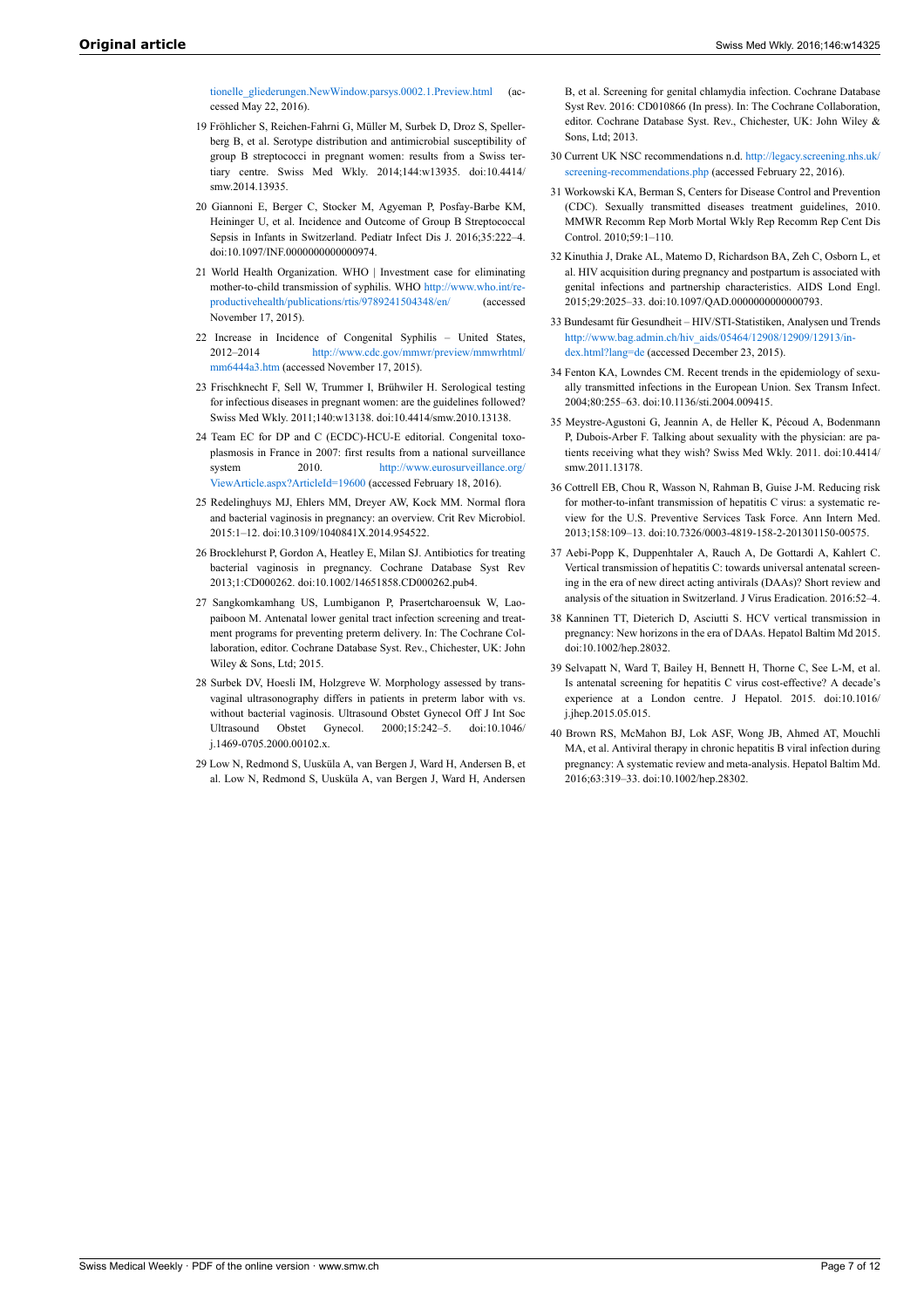tionelle_gliederungen.NewWindow.parsys.0002.1.Preview.html (accessed May 22, 2016).

19 Fröhlicher S, Reichen-Fahrni G, Müller M, Surbek D, Droz S, Spellerberg B, et al. Serotype distribution and antimicrobial susceptibility of group B streptococci in pregnant women: results from a Swiss tertiary centre. Swiss Med Wkly. 2014;144:w13935. doi:10.4414/smw.2014.13935.

20 Giannoni E, Berger C, Stocker M, Agyeman P, Posfay-Barbe KM, Heininger U, et al. Incidence and Outcome of Group B Streptococcal Sepsis in Infants in Switzerland. Pediatr Infect Dis J. 2016;35:222–4. doi:10.1097/INF.0000000000000974.

21 World Health Organization. WHO | Investment case for eliminating mother-to-child transmission of syphilis. WHO http://www.who.int/reproductivehealth/publications/rtis/9789241504348/en/ (accessed November 17, 2015).

22 Increase in Incidence of Congenital Syphilis – United States, 2012–2014 http://www.cdc.gov/mmwr/preview/mmwrhtml/mm6444a3.htm (accessed November 17, 2015).

23 Frischknecht F, Sell W, Trummer I, Brühwiler H. Serological testing for infectious diseases in pregnant women: are the guidelines followed? Swiss Med Wkly. 2011;140:w13138. doi:10.4414/smw.2010.13138.

24 Team EC for DP and C (ECDC)-HCU-E editorial. Congenital toxoplasmosis in France in 2007: first results from a national surveillance system 2010. http://www.eurosurveillance.org/ViewArticle.aspx?ArticleId=19600 (accessed February 18, 2016).

25 Redelinghuys MJ, Ehlers MM, Dreyer AW, Kock MM. Normal flora and bacterial vaginosis in pregnancy: an overview. Crit Rev Microbiol. 2015:1–12. doi:10.3109/1040841X.2014.954522.

26 Brocklehurst P, Gordon A, Heatley E, Milan SJ. Antibiotics for treating bacterial vaginosis in pregnancy. Cochrane Database Syst Rev 2013;1:CD000262. doi:10.1002/14651858.CD000262.pub4.

27 Sangkomkamhang US, Lumbiganon P, Prasertcharoensuk W, Laopaiboon M. Antenatal lower genital tract infection screening and treatment programs for preventing preterm delivery. In: The Cochrane Collaboration, editor. Cochrane Database Syst. Rev., Chichester, UK: John Wiley & Sons, Ltd; 2015.

28 Surbek DV, Hoesli IM, Holzgreve W. Morphology assessed by transvaginal ultrasonography differs in patients in preterm labor with vs. without bacterial vaginosis. Ultrasound Obstet Gynecol Off J Int Soc Ultrasound Obstet Gynecol. 2000;15:242–5. doi:10.1046/j.1469-0705.2000.00102.x.

29 Low N, Redmond S, Uusküla A, van Bergen J, Ward H, Andersen B, et al. Low N, Redmond S, Uusküla A, van Bergen J, Ward H, Andersen B, et al. Screening for genital chlamydia infection. Cochrane Database Syst Rev. 2016: CD010866 (In press). In: The Cochrane Collaboration, editor. Cochrane Database Syst. Rev., Chichester, UK: John Wiley & Sons, Ltd; 2013.

30 Current UK NSC recommendations n.d. http://legacy.screening.nhs.uk/screening-recommendations.php (accessed February 22, 2016).

31 Workowski KA, Berman S, Centers for Disease Control and Prevention (CDC). Sexually transmitted diseases treatment guidelines, 2010. MMWR Recomm Rep Morb Mortal Wkly Rep Recomm Rep Cent Dis Control. 2010;59:1–110.

32 Kinuthia J, Drake AL, Matemo D, Richardson BA, Zeh C, Osborn L, et al. HIV acquisition during pregnancy and postpartum is associated with genital infections and partnership characteristics. AIDS Lond Engl. 2015;29:2025–33. doi:10.1097/QAD.0000000000000793.

33 Bundesamt für Gesundheit – HIV/STI-Statistiken, Analysen und Trends http://www.bag.admin.ch/hiv_aids/05464/12908/12909/12913/index.html?lang=de (accessed December 23, 2015).

34 Fenton KA, Lowndes CM. Recent trends in the epidemiology of sexually transmitted infections in the European Union. Sex Transm Infect. 2004;80:255–63. doi:10.1136/sti.2004.009415.

35 Meystre-Agustoni G, Jeannin A, de Heller K, Pécoud A, Bodenmann P, Dubois-Arber F. Talking about sexuality with the physician: are patients receiving what they wish? Swiss Med Wkly. 2011. doi:10.4414/smw.2011.13178.

36 Cottrell EB, Chou R, Wasson N, Rahman B, Guise J-M. Reducing risk for mother-to-infant transmission of hepatitis C virus: a systematic review for the U.S. Preventive Services Task Force. Ann Intern Med. 2013;158:109–13. doi:10.7326/0003-4819-158-2-201301150-00575.

37 Aebi-Popp K, Duppenthaler A, Rauch A, De Gottardi A, Kahlert C. Vertical transmission of hepatitis C: towards universal antenatal screening in the era of new direct acting antivirals (DAAs)? Short review and analysis of the situation in Switzerland. J Virus Eradication. 2016:52–4.

38 Kanninen TT, Dieterich D, Asciutti S. HCV vertical transmission in pregnancy: New horizons in the era of DAAs. Hepatol Baltim Md 2015. doi:10.1002/hep.28032.

39 Selvapatt N, Ward T, Bailey H, Bennett H, Thorne C, See L-M, et al. Is antenatal screening for hepatitis C virus cost-effective? A decade's experience at a London centre. J Hepatol. 2015. doi:10.1016/j.jhep.2015.05.015.

40 Brown RS, McMahon BJ, Lok ASF, Wong JB, Ahmed AT, Mouchli MA, et al. Antiviral therapy in chronic hepatitis B viral infection during pregnancy: A systematic review and meta-analysis. Hepatol Baltim Md. 2016;63:319–33. doi:10.1002/hep.28302.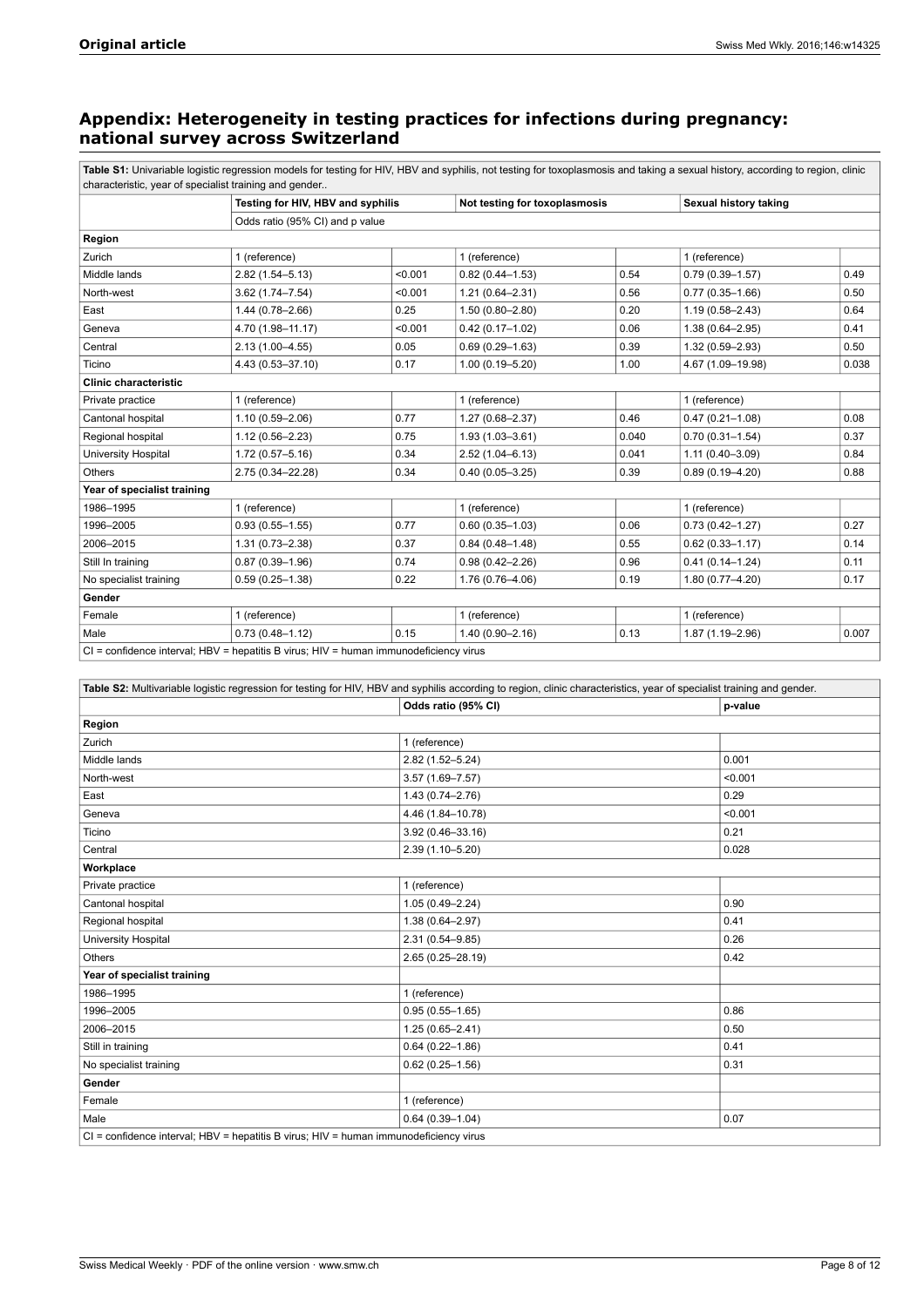## Appendix: Heterogeneity in testing practices for infections during pregnancy: national survey across Switzerland

**Table S1:** Univariable logistic regression models for testing for HIV, HBV and syphilis, not testing for toxoplasmosis and taking a sexual history, according to region, clinic characteristic, year of specialist training and gender..

| | Testing for HIV, HBV and syphilis | | Not testing for toxoplasmosis | | Sexual history taking | |
|---|---|---|---|---|---|---|
| | Odds ratio (95% CI) and p value | | | | | |
| **Region** | | | | | | |
| Zurich | 1 (reference) | | 1 (reference) | | 1 (reference) | |
| Middle lands | 2.82 (1.54–5.13) | <0.001 | 0.82 (0.44–1.53) | 0.54 | 0.79 (0.39–1.57) | 0.49 |
| North-west | 3.62 (1.74–7.54) | <0.001 | 1.21 (0.64–2.31) | 0.56 | 0.77 (0.35–1.66) | 0.50 |
| East | 1.44 (0.78–2.66) | 0.25 | 1.50 (0.80–2.80) | 0.20 | 1.19 (0.58–2.43) | 0.64 |
| Geneva | 4.70 (1.98–11.17) | <0.001 | 0.42 (0.17–1.02) | 0.06 | 1.38 (0.64–2.95) | 0.41 |
| Central | 2.13 (1.00–4.55) | 0.05 | 0.69 (0.29–1.63) | 0.39 | 1.32 (0.59–2.93) | 0.50 |
| Ticino | 4.43 (0.53–37.10) | 0.17 | 1.00 (0.19–5.20) | 1.00 | 4.67 (1.09–19.98) | 0.038 |
| **Clinic characteristic** | | | | | | |
| Private practice | 1 (reference) | | 1 (reference) | | 1 (reference) | |
| Cantonal hospital | 1.10 (0.59–2.06) | 0.77 | 1.27 (0.68–2.37) | 0.46 | 0.47 (0.21–1.08) | 0.08 |
| Regional hospital | 1.12 (0.56–2.23) | 0.75 | 1.93 (1.03–3.61) | 0.040 | 0.70 (0.31–1.54) | 0.37 |
| University Hospital | 1.72 (0.57–5.16) | 0.34 | 2.52 (1.04–6.13) | 0.041 | 1.11 (0.40–3.09) | 0.84 |
| Others | 2.75 (0.34–22.28) | 0.34 | 0.40 (0.05–3.25) | 0.39 | 0.89 (0.19–4.20) | 0.88 |
| **Year of specialist training** | | | | | | |
| 1986–1995 | 1 (reference) | | 1 (reference) | | 1 (reference) | |
| 1996–2005 | 0.93 (0.55–1.55) | 0.77 | 0.60 (0.35–1.03) | 0.06 | 0.73 (0.42–1.27) | 0.27 |
| 2006–2015 | 1.31 (0.73–2.38) | 0.37 | 0.84 (0.48–1.48) | 0.55 | 0.62 (0.33–1.17) | 0.14 |
| Still In training | 0.87 (0.39–1.96) | 0.74 | 0.98 (0.42–2.26) | 0.96 | 0.41 (0.14–1.24) | 0.11 |
| No specialist training | 0.59 (0.25–1.38) | 0.22 | 1.76 (0.76–4.06) | 0.19 | 1.80 (0.77–4.20) | 0.17 |
| **Gender** | | | | | | |
| Female | 1 (reference) | | 1 (reference) | | 1 (reference) | |
| Male | 0.73 (0.48–1.12) | 0.15 | 1.40 (0.90–2.16) | 0.13 | 1.87 (1.19–2.96) | 0.007 |

CI = confidence interval; HBV = hepatitis B virus; HIV = human immunodeficiency virus

**Table S2:** Multivariable logistic regression for testing for HIV, HBV and syphilis according to region, clinic characteristics, year of specialist training and gender.

| | Odds ratio (95% CI) | p-value |
|---|---|---|
| **Region** | | |
| Zurich | 1 (reference) | |
| Middle lands | 2.82 (1.52–5.24) | 0.001 |
| North-west | 3.57 (1.69–7.57) | <0.001 |
| East | 1.43 (0.74–2.76) | 0.29 |
| Geneva | 4.46 (1.84–10.78) | <0.001 |
| Ticino | 3.92 (0.46–33.16) | 0.21 |
| Central | 2.39 (1.10–5.20) | 0.028 |
| **Workplace** | | |
| Private practice | 1 (reference) | |
| Cantonal hospital | 1.05 (0.49–2.24) | 0.90 |
| Regional hospital | 1.38 (0.64–2.97) | 0.41 |
| University Hospital | 2.31 (0.54–9.85) | 0.26 |
| Others | 2.65 (0.25–28.19) | 0.42 |
| **Year of specialist training** | | |
| 1986–1995 | 1 (reference) | |
| 1996–2005 | 0.95 (0.55–1.65) | 0.86 |
| 2006–2015 | 1.25 (0.65–2.41) | 0.50 |
| Still in training | 0.64 (0.22–1.86) | 0.41 |
| No specialist training | 0.62 (0.25–1.56) | 0.31 |
| **Gender** | | |
| Female | 1 (reference) | |
| Male | 0.64 (0.39–1.04) | 0.07 |

CI = confidence interval; HBV = hepatitis B virus; HIV = human immunodeficiency virus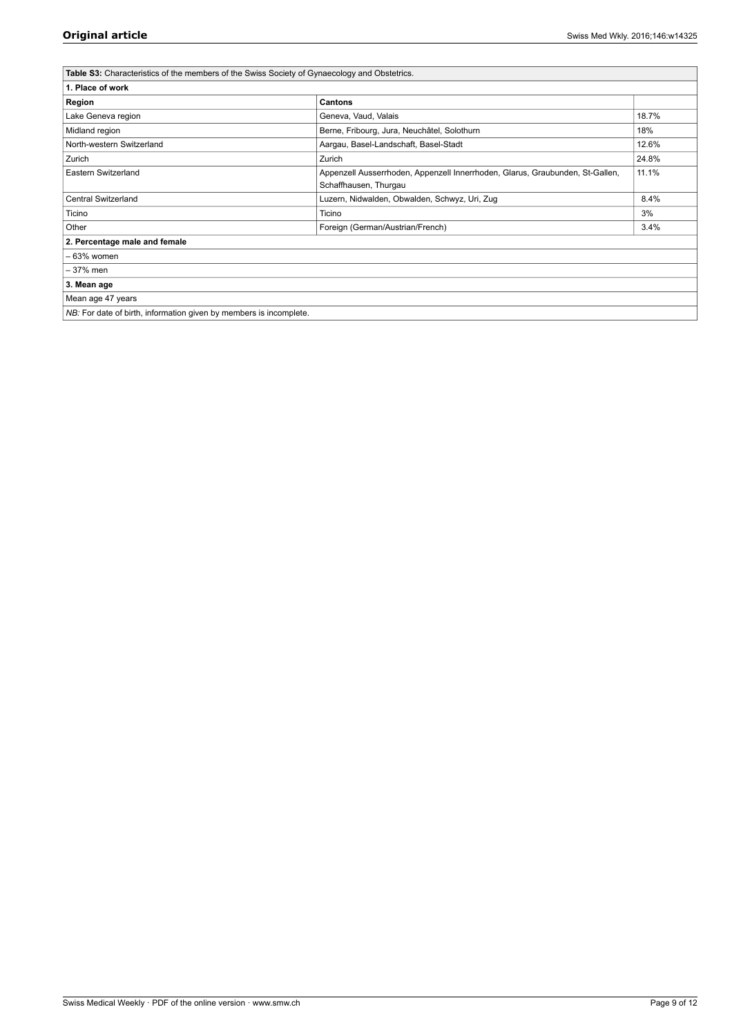**Table S3:** Characteristics of the members of the Swiss Society of Gynaecology and Obstetrics.

| | | |
|---|---|---|
| **1. Place of work** | | |
| **Region** | **Cantons** | |
| Lake Geneva region | Geneva, Vaud, Valais | 18.7% |
| Midland region | Berne, Fribourg, Jura, Neuchâtel, Solothurn | 18% |
| North-western Switzerland | Aargau, Basel-Landschaft, Basel-Stadt | 12.6% |
| Zurich | Zurich | 24.8% |
| Eastern Switzerland | Appenzell Ausserrhoden, Appenzell Innerrhoden, Glarus, Graubunden, St-Gallen, Schaffhausen, Thurgau | 11.1% |
| Central Switzerland | Luzern, Nidwalden, Obwalden, Schwyz, Uri, Zug | 8.4% |
| Ticino | Ticino | 3% |
| Other | Foreign (German/Austrian/French) | 3.4% |
| **2. Percentage male and female** | | |
| – 63% women | | |
| – 37% men | | |
| **3. Mean age** | | |
| Mean age 47 years | | |

*NB:* For date of birth, information given by members is incomplete.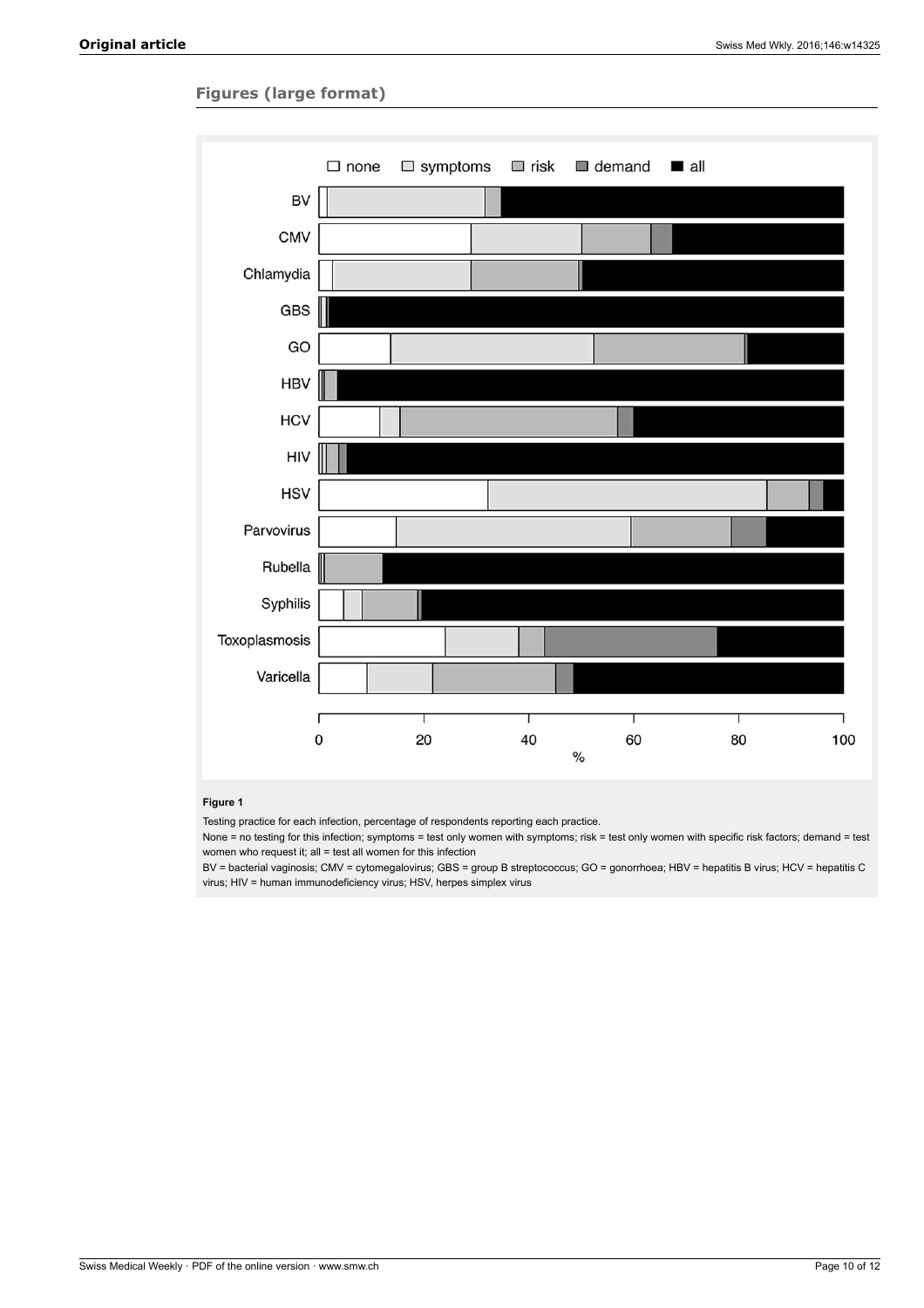## Figures (large format)

□ none □ symptoms ■ risk ■ demand ■ all

BV

CMV

Chlamydia

GBS

GO

HBV

HCV

HIV

HSV

Parvovirus

Rubella

Syphilis

Toxoplasmosis

Varicella

0 20 40 60 80 100

%

**Figure 1**

Testing practice for each infection, percentage of respondents reporting each practice.

None = no testing for this infection; symptoms = test only women with symptoms; risk = test only women with specific risk factors; demand = test women who request it; all = test all women for this infection

BV = bacterial vaginosis; CMV = cytomegalovirus; GBS = group B streptococcus; GO = gonorrhoea; HBV = hepatitis B virus; HCV = hepatitis C virus; HIV = human immunodeficiency virus; HSV, herpes simplex virus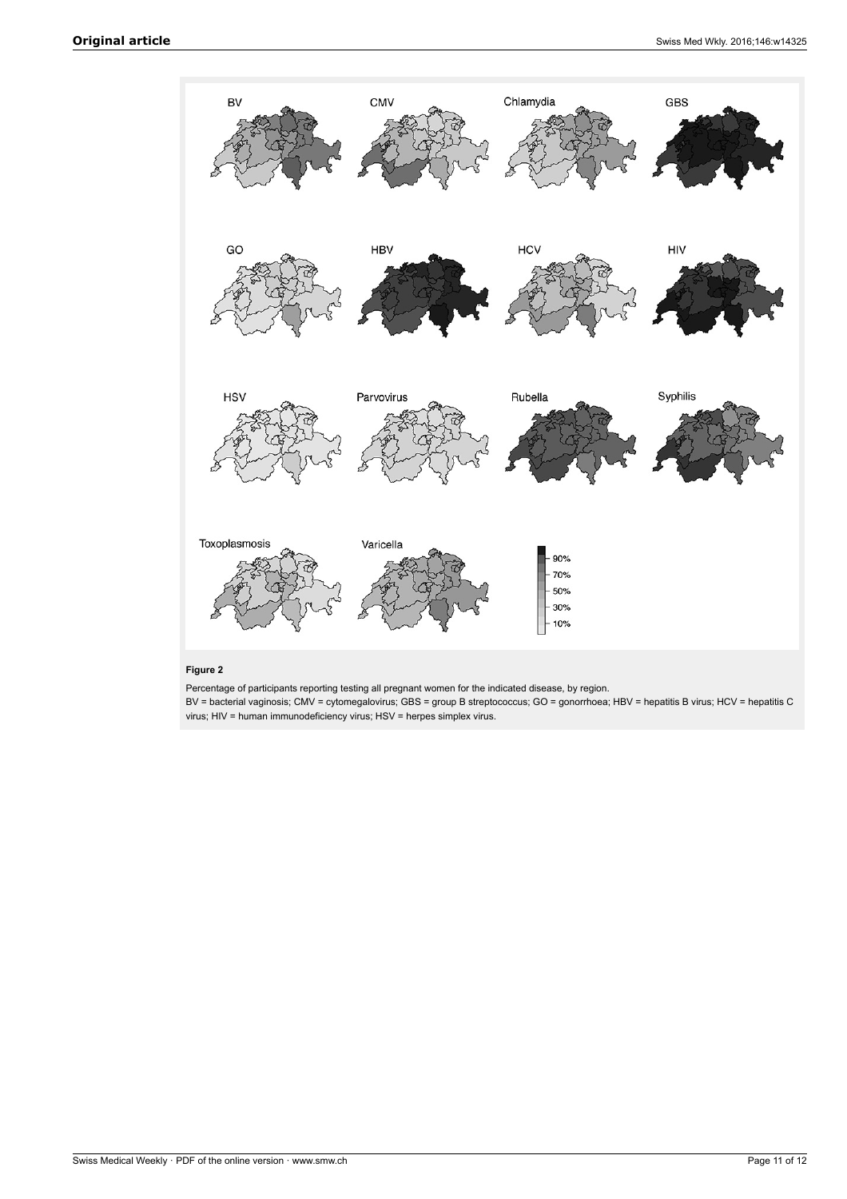**Figure 2**

Percentage of participants reporting testing all pregnant women for the indicated disease, by region.

BV = bacterial vaginosis; CMV = cytomegalovirus; GBS = group B streptococcus; GO = gonorrhoea; HBV = hepatitis B virus; HCV = hepatitis C virus; HIV = human immunodeficiency virus; HSV = herpes simplex virus.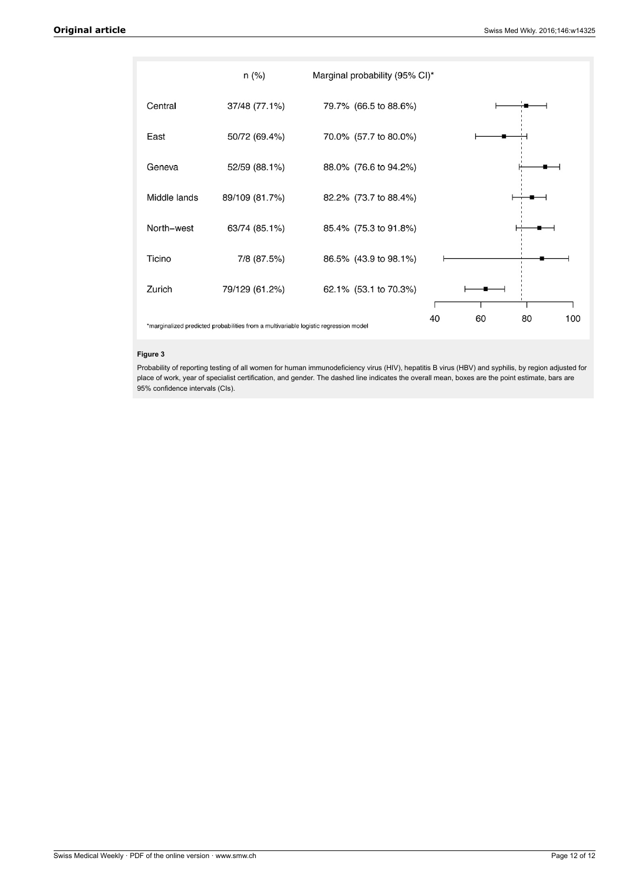n (%)

Marginal probability (95% CI)*

Central 37/48 (77.1%) 79.7% (66.5 to 88.6%)

East 50/72 (69.4%) 70.0% (57.7 to 80.0%)

Geneva 52/59 (88.1%) 88.0% (76.6 to 94.2%)

Middle lands 89/109 (81.7%) 82.2% (73.7 to 88.4%)

North–west 63/74 (85.1%) 85.4% (75.3 to 91.8%)

Ticino 7/8 (87.5%) 86.5% (43.9 to 98.1%)

Zurich 79/129 (61.2%) 62.1% (53.1 to 70.3%)

40 60 80 100

*marginalized predicted probabilities from a multivariable logistic regression model

**Figure 3**

Probability of reporting testing of all women for human immunodeficiency virus (HIV), hepatitis B virus (HBV) and syphilis, by region adjusted for place of work, year of specialist certification, and gender. The dashed line indicates the overall mean, boxes are the point estimate, bars are 95% confidence intervals (CIs).